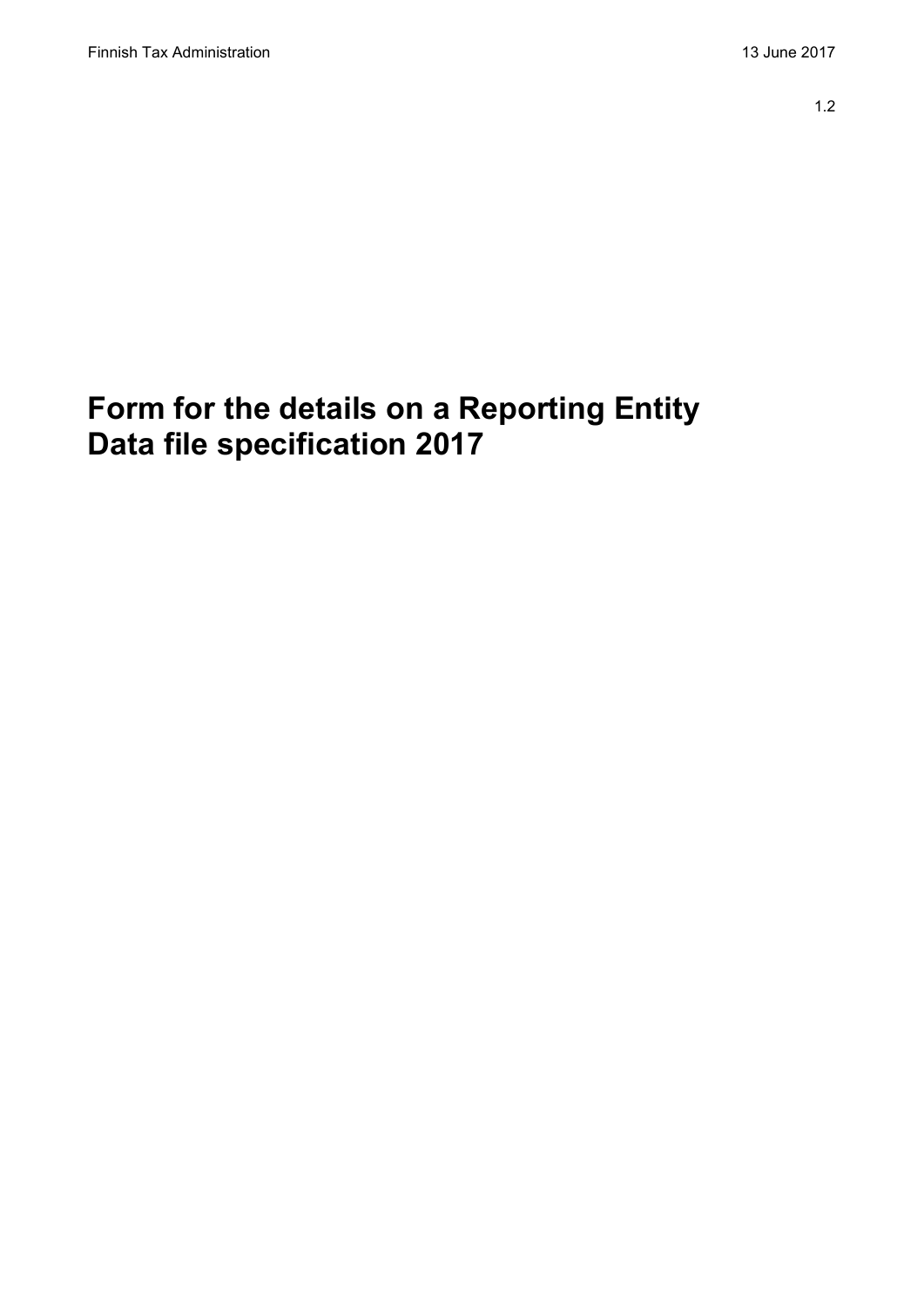# Form for the details on a Reporting Entity Data file specification 2017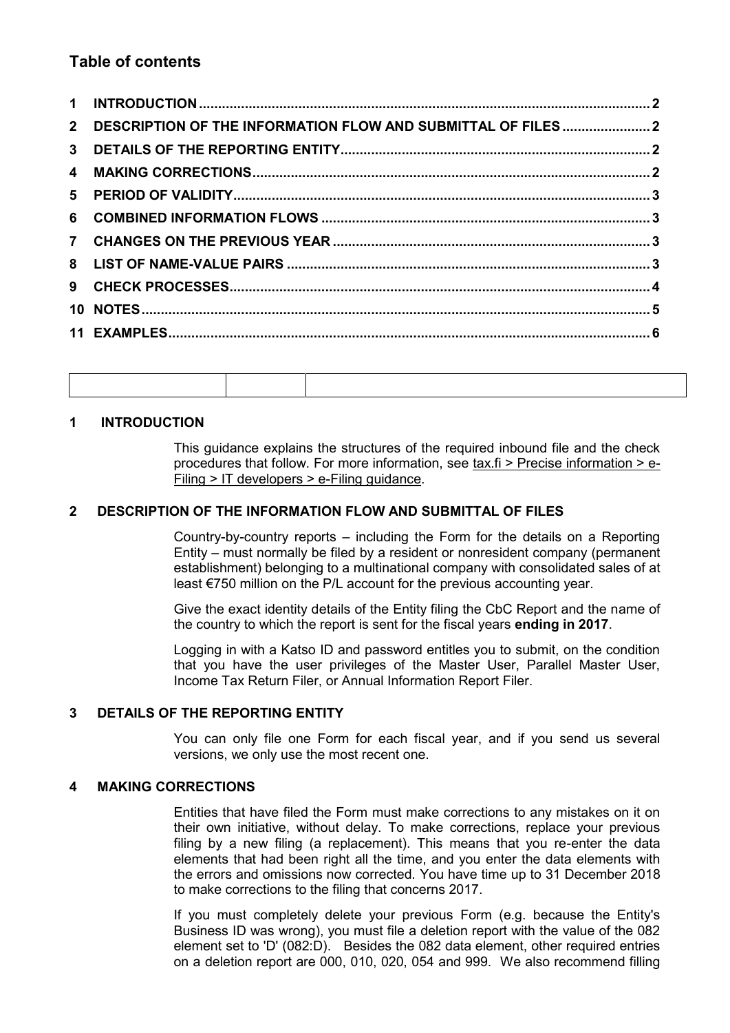## Table of contents

1 INTRODUCTION ........ 2
2 DESCRIPTION OF THE INFORMATION FLOW AND SUBMITTAL OF FILES ........ 2
3 DETAILS OF THE REPORTING ENTITY ........ 2
4 MAKING CORRECTIONS ........ 2
5 PERIOD OF VALIDITY ........ 3
6 COMBINED INFORMATION FLOWS ........ 3
7 CHANGES ON THE PREVIOUS YEAR ........ 3
8 LIST OF NAME-VALUE PAIRS ........ 3
9 CHECK PROCESSES ........ 4
10 NOTES ........ 5
11 EXAMPLES ........ 6

| | | |
|---|---|---|

## 1 INTRODUCTION

This guidance explains the structures of the required inbound file and the check procedures that follow. For more information, see tax.fi > Precise information > e-Filing > IT developers > e-Filing guidance.

## 2 DESCRIPTION OF THE INFORMATION FLOW AND SUBMITTAL OF FILES

Country-by-country reports – including the Form for the details on a Reporting Entity – must normally be filed by a resident or nonresident company (permanent establishment) belonging to a multinational company with consolidated sales of at least €750 million on the P/L account for the previous accounting year.

Give the exact identity details of the Entity filing the CbC Report and the name of the country to which the report is sent for the fiscal years **ending in 2017**.

Logging in with a Katso ID and password entitles you to submit, on the condition that you have the user privileges of the Master User, Parallel Master User, Income Tax Return Filer, or Annual Information Report Filer.

## 3 DETAILS OF THE REPORTING ENTITY

You can only file one Form for each fiscal year, and if you send us several versions, we only use the most recent one.

## 4 MAKING CORRECTIONS

Entities that have filed the Form must make corrections to any mistakes on it on their own initiative, without delay. To make corrections, replace your previous filing by a new filing (a replacement). This means that you re-enter the data elements that had been right all the time, and you enter the data elements with the errors and omissions now corrected. You have time up to 31 December 2018 to make corrections to the filing that concerns 2017.

If you must completely delete your previous Form (e.g. because the Entity's Business ID was wrong), you must file a deletion report with the value of the 082 element set to 'D' (082:D). Besides the 082 data element, other required entries on a deletion report are 000, 010, 020, 054 and 999. We also recommend filling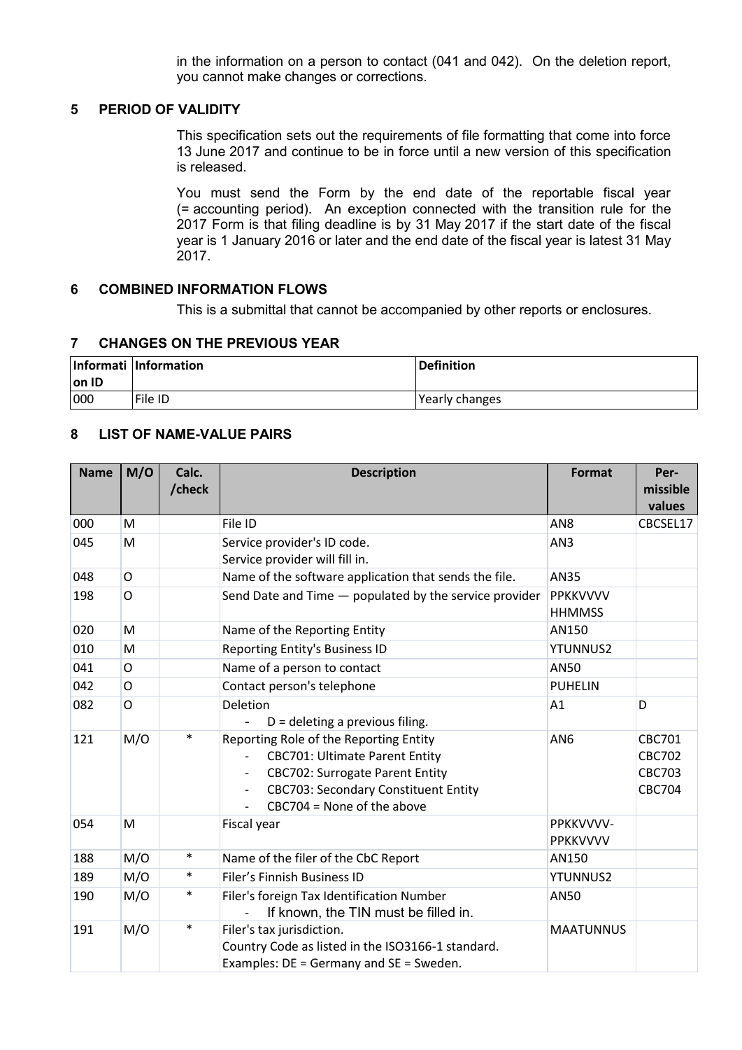in the information on a person to contact (041 and 042). On the deletion report, you cannot make changes or corrections.

## 5 PERIOD OF VALIDITY

This specification sets out the requirements of file formatting that come into force 13 June 2017 and continue to be in force until a new version of this specification is released.

You must send the Form by the end date of the reportable fiscal year (= accounting period). An exception connected with the transition rule for the 2017 Form is that filing deadline is by 31 May 2017 if the start date of the fiscal year is 1 January 2016 or later and the end date of the fiscal year is latest 31 May 2017.

## 6 COMBINED INFORMATION FLOWS

This is a submittal that cannot be accompanied by other reports or enclosures.

## 7 CHANGES ON THE PREVIOUS YEAR

| Information ID | Information | Definition |
|---|---|---|
| 000 | File ID | Yearly changes |

## 8 LIST OF NAME-VALUE PAIRS

| Name | M/O | Calc. /check | Description | Format | Per-missible values |
|---|---|---|---|---|---|
| 000 | M | | File ID | AN8 | CBCSEL17 |
| 045 | M | | Service provider's ID code.<br>Service provider will fill in. | AN3 | |
| 048 | O | | Name of the software application that sends the file. | AN35 | |
| 198 | O | | Send Date and Time — populated by the service provider | PPKKVVVV HHMMSS | |
| 020 | M | | Name of the Reporting Entity | AN150 | |
| 010 | M | | Reporting Entity's Business ID | YTUNNUS2 | |
| 041 | O | | Name of a person to contact | AN50 | |
| 042 | O | | Contact person's telephone | PUHELIN | |
| 082 | O | | Deletion<br>- D = deleting a previous filing. | A1 | D |
| 121 | M/O | * | Reporting Role of the Reporting Entity<br>- CBC701: Ultimate Parent Entity<br>- CBC702: Surrogate Parent Entity<br>- CBC703: Secondary Constituent Entity<br>- CBC704 = None of the above | AN6 | CBC701<br>CBC702<br>CBC703<br>CBC704 |
| 054 | M | | Fiscal year | PPKKVVVV-PPKKVVVV | |
| 188 | M/O | * | Name of the filer of the CbC Report | AN150 | |
| 189 | M/O | * | Filer's Finnish Business ID | YTUNNUS2 | |
| 190 | M/O | * | Filer's foreign Tax Identification Number<br>- If known, the TIN must be filled in. | AN50 | |
| 191 | M/O | * | Filer's tax jurisdiction.<br>Country Code as listed in the ISO3166-1 standard.<br>Examples: DE = Germany and SE = Sweden. | MAATUNNUS | |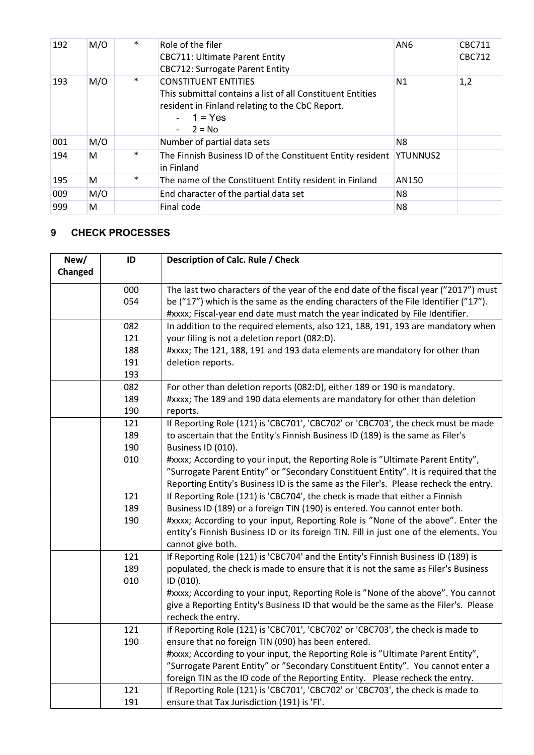| 192 | M/O | * | Role of the filer<br>CBC711: Ultimate Parent Entity<br>CBC712: Surrogate Parent Entity | AN6 | CBC711<br>CBC712 |
|---|---|---|---|---|---|
| 193 | M/O | * | CONSTITUENT ENTITIES<br>This submittal contains a list of all Constituent Entities resident in Finland relating to the CbC Report.<br>- 1 = Yes<br>- 2 = No | N1 | 1,2 |
| 001 | M/O | | Number of partial data sets | N8 | |
| 194 | M | * | The Finnish Business ID of the Constituent Entity resident in Finland | YTUNNUS2 | |
| 195 | M | * | The name of the Constituent Entity resident in Finland | AN150 | |
| 009 | M/O | | End character of the partial data set | N8 | |
| 999 | M | | Final code | N8 | |

## 9 CHECK PROCESSES

| New/ Changed | ID | Description of Calc. Rule / Check |
|---|---|---|
| | 000<br>054 | The last two characters of the year of the end date of the fiscal year (”2017”) must be (”17”) which is the same as the ending characters of the File Identifier (”17”).<br>#xxxx; Fiscal-year end date must match the year indicated by File Identifier. |
| | 082<br>121<br>188<br>191<br>193 | In addition to the required elements, also 121, 188, 191, 193 are mandatory when your filing is not a deletion report (082:D).<br>#xxxx; The 121, 188, 191 and 193 data elements are mandatory for other than deletion reports. |
| | 082<br>189<br>190 | For other than deletion reports (082:D), either 189 or 190 is mandatory.<br>#xxxx; The 189 and 190 data elements are mandatory for other than deletion reports. |
| | 121<br>189<br>190<br>010 | If Reporting Role (121) is 'CBC701', 'CBC702' or 'CBC703', the check must be made to ascertain that the Entity's Finnish Business ID (189) is the same as Filer's Business ID (010).<br>#xxxx; According to your input, the Reporting Role is ”Ultimate Parent Entity”, ”Surrogate Parent Entity” or ”Secondary Constituent Entity”. It is required that the Reporting Entity's Business ID is the same as the Filer's. Please recheck the entry. |
| | 121<br>189<br>190 | If Reporting Role (121) is 'CBC704', the check is made that either a Finnish Business ID (189) or a foreign TIN (190) is entered. You cannot enter both.<br>#xxxx; According to your input, Reporting Role is ”None of the above”. Enter the entity’s Finnish Business ID or its foreign TIN. Fill in just one of the elements. You cannot give both. |
| | 121<br>189<br>010 | If Reporting Role (121) is 'CBC704' and the Entity's Finnish Business ID (189) is populated, the check is made to ensure that it is not the same as Filer's Business ID (010).<br>#xxxx; According to your input, Reporting Role is ”None of the above”. You cannot give a Reporting Entity's Business ID that would be the same as the Filer's. Please recheck the entry. |
| | 121<br>190 | If Reporting Role (121) is 'CBC701', 'CBC702' or 'CBC703', the check is made to ensure that no foreign TIN (090) has been entered.<br>#xxxx; According to your input, the Reporting Role is ”Ultimate Parent Entity”, ”Surrogate Parent Entity” or ”Secondary Constituent Entity”. You cannot enter a foreign TIN as the ID code of the Reporting Entity. Please recheck the entry. |
| | 121<br>191 | If Reporting Role (121) is 'CBC701', 'CBC702' or 'CBC703', the check is made to ensure that Tax Jurisdiction (191) is 'FI'. |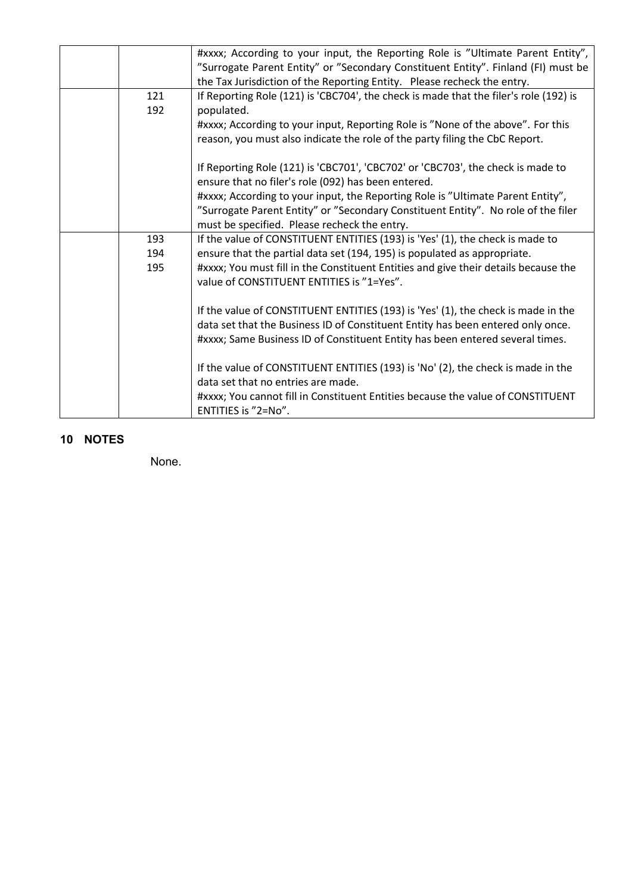|  |  |  |
|---|---|---|
|  |  | #xxxx; According to your input, the Reporting Role is ”Ultimate Parent Entity”, ”Surrogate Parent Entity” or ”Secondary Constituent Entity”. Finland (FI) must be the Tax Jurisdiction of the Reporting Entity. Please recheck the entry. |
|  | 121<br>192 | If Reporting Role (121) is 'CBC704', the check is made that the filer's role (192) is populated.<br>#xxxx; According to your input, Reporting Role is ”None of the above”. For this reason, you must also indicate the role of the party filing the CbC Report.<br><br>If Reporting Role (121) is 'CBC701', 'CBC702' or 'CBC703', the check is made to ensure that no filer's role (092) has been entered.<br>#xxxx; According to your input, the Reporting Role is ”Ultimate Parent Entity”, ”Surrogate Parent Entity” or ”Secondary Constituent Entity”. No role of the filer must be specified. Please recheck the entry. |
|  | 193<br>194<br>195 | If the value of CONSTITUENT ENTITIES (193) is 'Yes' (1), the check is made to ensure that the partial data set (194, 195) is populated as appropriate.<br>#xxxx; You must fill in the Constituent Entities and give their details because the value of CONSTITUENT ENTITIES is ”1=Yes”.<br><br>If the value of CONSTITUENT ENTITIES (193) is 'Yes' (1), the check is made in the data set that the Business ID of Constituent Entity has been entered only once.<br>#xxxx; Same Business ID of Constituent Entity has been entered several times.<br><br>If the value of CONSTITUENT ENTITIES (193) is 'No' (2), the check is made in the data set that no entries are made.<br>#xxxx; You cannot fill in Constituent Entities because the value of CONSTITUENT ENTITIES is ”2=No”. |

## 10 NOTES

None.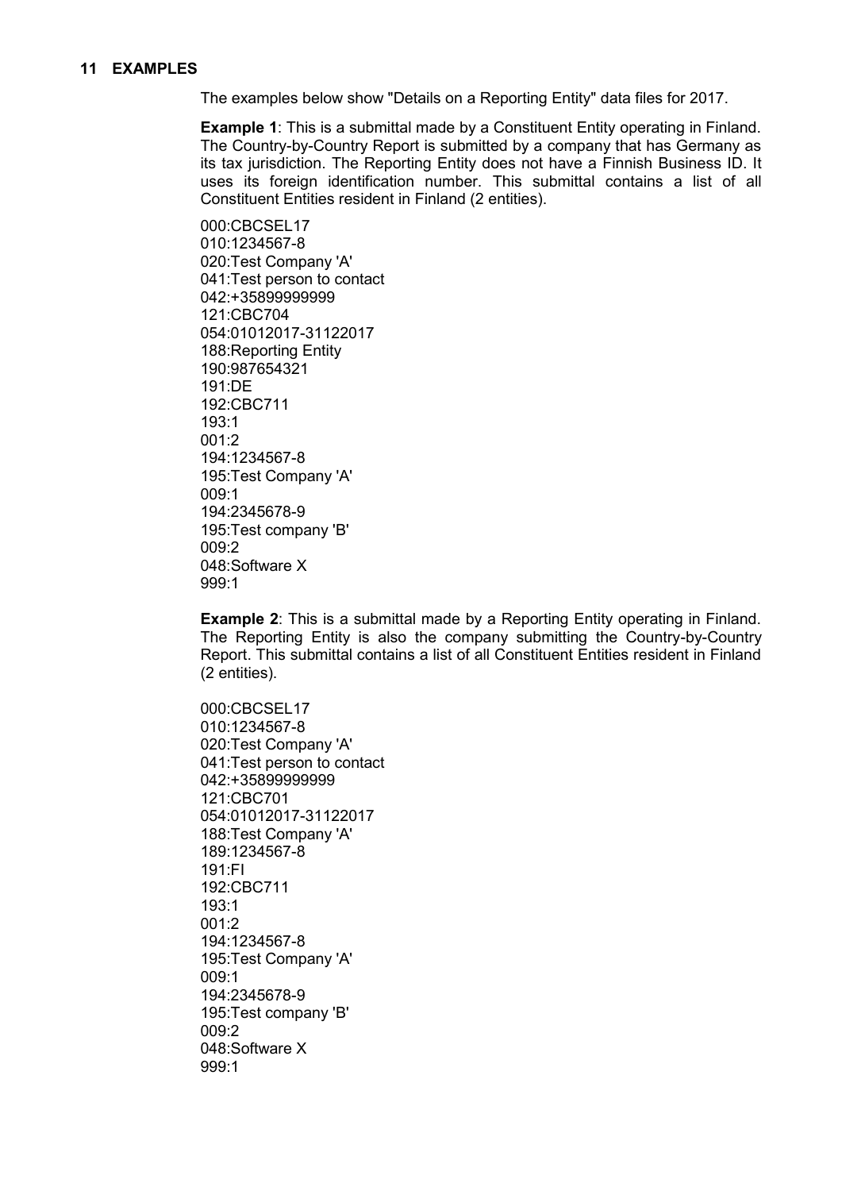## 11 EXAMPLES

The examples below show "Details on a Reporting Entity" data files for 2017.

**Example 1**: This is a submittal made by a Constituent Entity operating in Finland. The Country-by-Country Report is submitted by a company that has Germany as its tax jurisdiction. The Reporting Entity does not have a Finnish Business ID. It uses its foreign identification number. This submittal contains a list of all Constituent Entities resident in Finland (2 entities).

```
000:CBCSEL17
010:1234567-8
020:Test Company 'A'
041:Test person to contact
042:+35899999999
121:CBC704
054:01012017-31122017
188:Reporting Entity
190:987654321
191:DE
192:CBC711
193:1
001:2
194:1234567-8
195:Test Company 'A'
009:1
194:2345678-9
195:Test company 'B'
009:2
048:Software X
999:1
```

**Example 2**: This is a submittal made by a Reporting Entity operating in Finland. The Reporting Entity is also the company submitting the Country-by-Country Report. This submittal contains a list of all Constituent Entities resident in Finland (2 entities).

```
000:CBCSEL17
010:1234567-8
020:Test Company 'A'
041:Test person to contact
042:+35899999999
121:CBC701
054:01012017-31122017
188:Test Company 'A'
189:1234567-8
191:FI
192:CBC711
193:1
001:2
194:1234567-8
195:Test Company 'A'
009:1
194:2345678-9
195:Test company 'B'
009:2
048:Software X
999:1
```